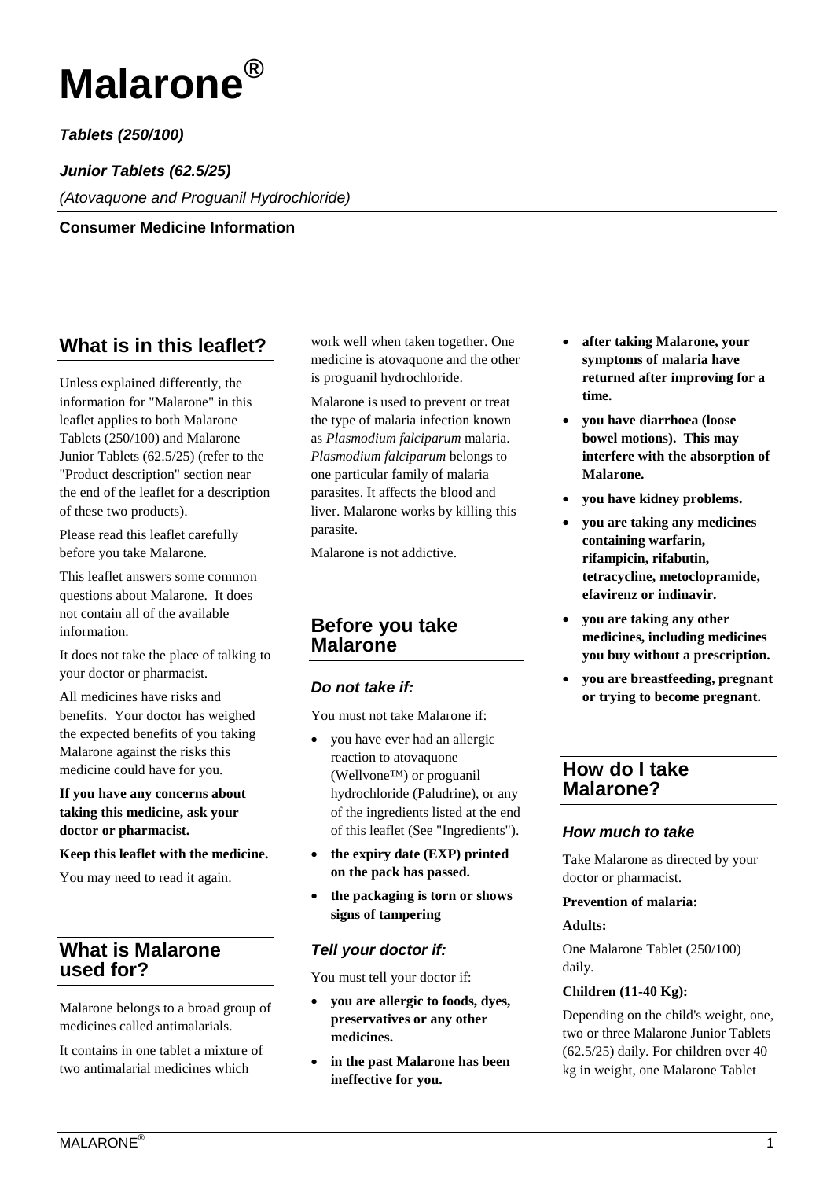# Malarone®

***Tables (250/100)***

***Junior Tablets (62.5/25)***

*(Atovaquone and Proguanil Hydrochloride)*

**Consumer Medicine Information**

## What is in this leaflet?

Unless explained differently, the information for "Malarone" in this leaflet applies to both Malarone Tablets (250/100) and Malarone Junior Tablets (62.5/25) (refer to the "Product description" section near the end of the leaflet for a description of these two products).

Please read this leaflet carefully before you take Malarone.

This leaflet answers some common questions about Malarone. It does not contain all of the available information.

It does not take the place of talking to your doctor or pharmacist.

All medicines have risks and benefits. Your doctor has weighed the expected benefits of you taking Malarone against the risks this medicine could have for you.

**If you have any concerns about taking this medicine, ask your doctor or pharmacist.**

**Keep this leaflet with the medicine.**

You may need to read it again.

## What is Malarone used for?

Malarone belongs to a broad group of medicines called antimalarials.

It contains in one tablet a mixture of two antimalarial medicines which work well when taken together. One medicine is atovaquone and the other is proguanil hydrochloride.

Malarone is used to prevent or treat the type of malaria infection known as *Plasmodium falciparum* malaria. *Plasmodium falciparum* belongs to one particular family of malaria parasites. It affects the blood and liver. Malarone works by killing this parasite.

Malarone is not addictive.

## Before you take Malarone

### *Do not take if:*

You must not take Malarone if:

- you have ever had an allergic reaction to atovaquone (Wellvone™) or proguanil hydrochloride (Paludrine), or any of the ingredients listed at the end of this leaflet (See "Ingredients").
- **the expiry date (EXP) printed on the pack has passed.**
- **the packaging is torn or shows signs of tampering**

### *Tell your doctor if:*

You must tell your doctor if:

- **you are allergic to foods, dyes, preservatives or any other medicines.**
- **in the past Malarone has been ineffective for you.**
- **after taking Malarone, your symptoms of malaria have returned after improving for a time.**
- **you have diarrhoea (loose bowel motions). This may interfere with the absorption of Malarone.**
- **you have kidney problems.**
- **you are taking any medicines containing warfarin, rifampicin, rifabutin, tetracycline, metoclopramide, efavirenz or indinavir.**
- **you are taking any other medicines, including medicines you buy without a prescription.**
- **you are breastfeeding, pregnant or trying to become pregnant.**

## How do I take Malarone?

### *How much to take*

Take Malarone as directed by your doctor or pharmacist.

**Prevention of malaria:**

**Adults:**

One Malarone Tablet (250/100) daily.

**Children (11-40 Kg):**

Depending on the child's weight, one, two or three Malarone Junior Tablets (62.5/25) daily. For children over 40 kg in weight, one Malarone Tablet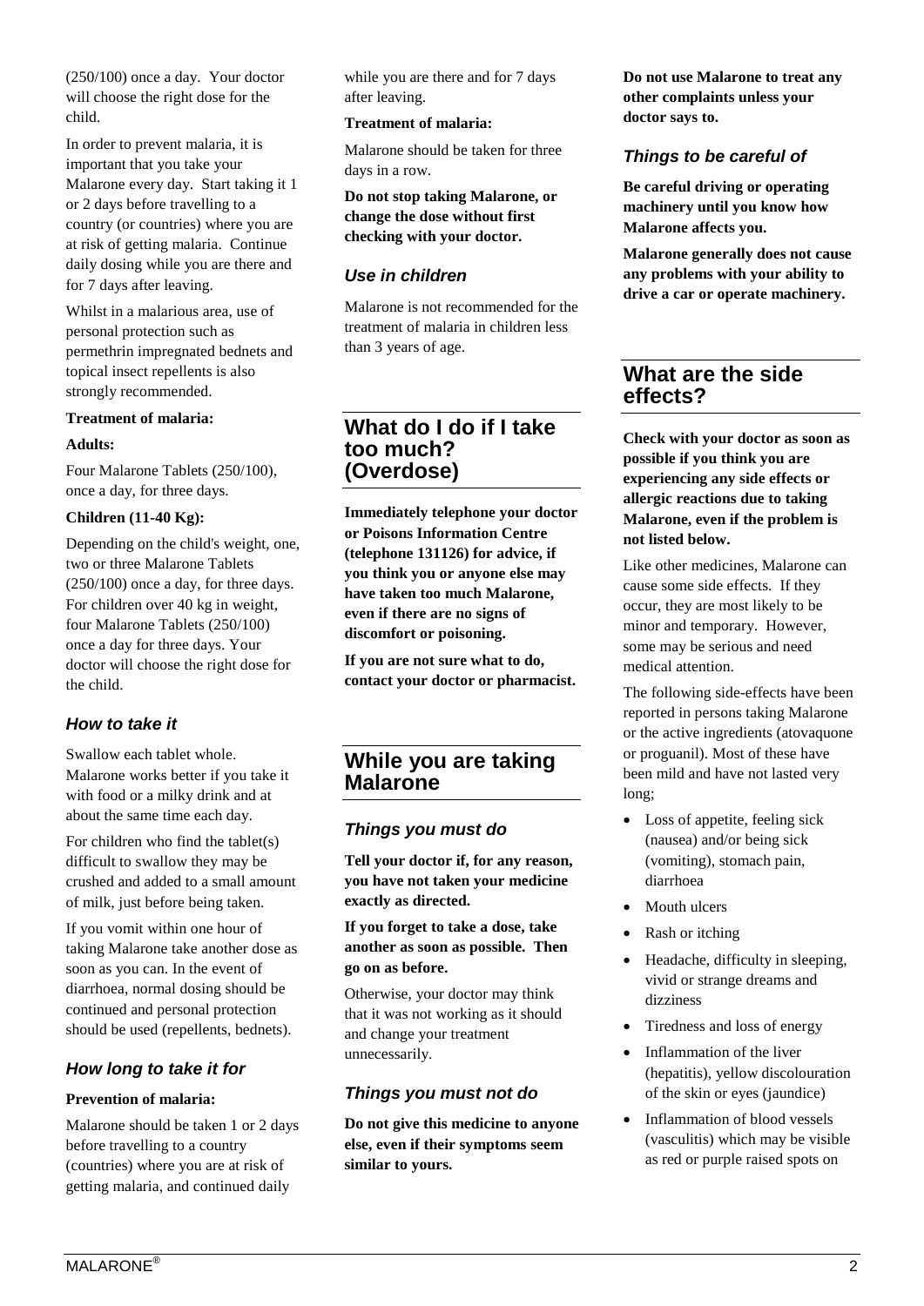(250/100) once a day. Your doctor will choose the right dose for the child.

In order to prevent malaria, it is important that you take your Malarone every day. Start taking it 1 or 2 days before travelling to a country (or countries) where you are at risk of getting malaria. Continue daily dosing while you are there and for 7 days after leaving.

Whilst in a malarious area, use of personal protection such as permethrin impregnated bednets and topical insect repellents is also strongly recommended.

**Treatment of malaria:**

**Adults:**

Four Malarone Tablets (250/100), once a day, for three days.

**Children (11-40 Kg):**

Depending on the child's weight, one, two or three Malarone Tablets (250/100) once a day, for three days. For children over 40 kg in weight, four Malarone Tablets (250/100) once a day for three days. Your doctor will choose the right dose for the child.

### *How to take it*

Swallow each tablet whole. Malarone works better if you take it with food or a milky drink and at about the same time each day.

For children who find the tablet(s) difficult to swallow they may be crushed and added to a small amount of milk, just before being taken.

If you vomit within one hour of taking Malarone take another dose as soon as you can. In the event of diarrhoea, normal dosing should be continued and personal protection should be used (repellents, bednets).

### *How long to take it for*

**Prevention of malaria:**

Malarone should be taken 1 or 2 days before travelling to a country (countries) where you are at risk of getting malaria, and continued daily while you are there and for 7 days after leaving.

**Treatment of malaria:**

Malarone should be taken for three days in a row.

**Do not stop taking Malarone, or change the dose without first checking with your doctor.**

### *Use in children*

Malarone is not recommended for the treatment of malaria in children less than 3 years of age.

## What do I do if I take too much? (Overdose)

**Immediately telephone your doctor or Poisons Information Centre (telephone 131126) for advice, if you think you or anyone else may have taken too much Malarone, even if there are no signs of discomfort or poisoning.**

**If you are not sure what to do, contact your doctor or pharmacist.**

## While you are taking Malarone

### *Things you must do*

**Tell your doctor if, for any reason, you have not taken your medicine exactly as directed.**

**If you forget to take a dose, take another as soon as possible. Then go on as before.**

Otherwise, your doctor may think that it was not working as it should and change your treatment unnecessarily.

### *Things you must not do*

**Do not give this medicine to anyone else, even if their symptoms seem similar to yours.**

**Do not use Malarone to treat any other complaints unless your doctor says to.**

### *Things to be careful of*

**Be careful driving or operating machinery until you know how Malarone affects you.**

**Malarone generally does not cause any problems with your ability to drive a car or operate machinery.**

## What are the side effects?

**Check with your doctor as soon as possible if you think you are experiencing any side effects or allergic reactions due to taking Malarone, even if the problem is not listed below.**

Like other medicines, Malarone can cause some side effects. If they occur, they are most likely to be minor and temporary. However, some may be serious and need medical attention.

The following side-effects have been reported in persons taking Malarone or the active ingredients (atovaquone or proguanil). Most of these have been mild and have not lasted very long;

- Loss of appetite, feeling sick (nausea) and/or being sick (vomiting), stomach pain, diarrhoea
- Mouth ulcers
- Rash or itching
- Headache, difficulty in sleeping, vivid or strange dreams and dizziness
- Tiredness and loss of energy
- Inflammation of the liver (hepatitis), yellow discolouration of the skin or eyes (jaundice)
- Inflammation of blood vessels (vasculitis) which may be visible as red or purple raised spots on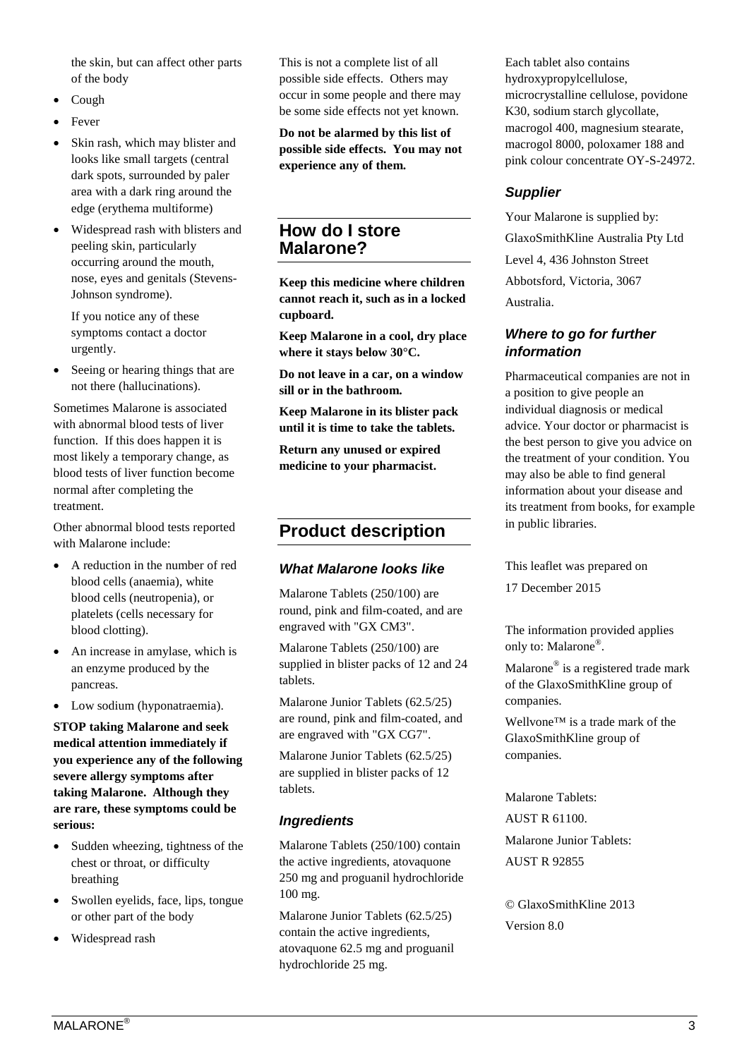the skin, but can affect other parts of the body

- Cough
- Fever
- Skin rash, which may blister and looks like small targets (central dark spots, surrounded by paler area with a dark ring around the edge (erythema multiforme)
- Widespread rash with blisters and peeling skin, particularly occurring around the mouth, nose, eyes and genitals (Stevens-Johnson syndrome).

  If you notice any of these symptoms contact a doctor urgently.
- Seeing or hearing things that are not there (hallucinations).

Sometimes Malarone is associated with abnormal blood tests of liver function. If this does happen it is most likely a temporary change, as blood tests of liver function become normal after completing the treatment.

Other abnormal blood tests reported with Malarone include:

- A reduction in the number of red blood cells (anaemia), white blood cells (neutropenia), or platelets (cells necessary for blood clotting).
- An increase in amylase, which is an enzyme produced by the pancreas.
- Low sodium (hyponatraemia).

**STOP taking Malarone and seek medical attention immediately if you experience any of the following severe allergy symptoms after taking Malarone. Although they are rare, these symptoms could be serious:**

- Sudden wheezing, tightness of the chest or throat, or difficulty breathing
- Swollen eyelids, face, lips, tongue or other part of the body
- Widespread rash

This is not a complete list of all possible side effects. Others may occur in some people and there may be some side effects not yet known.

**Do not be alarmed by this list of possible side effects. You may not experience any of them.**

## How do I store Malarone?

**Keep this medicine where children cannot reach it, such as in a locked cupboard.**

**Keep Malarone in a cool, dry place where it stays below 30°C.**

**Do not leave in a car, on a window sill or in the bathroom.**

**Keep Malarone in its blister pack until it is time to take the tablets.**

**Return any unused or expired medicine to your pharmacist.**

## Product description

### *What Malarone looks like*

Malarone Tablets (250/100) are round, pink and film-coated, and are engraved with "GX CM3".

Malarone Tablets (250/100) are supplied in blister packs of 12 and 24 tablets.

Malarone Junior Tablets (62.5/25) are round, pink and film-coated, and are engraved with "GX CG7".

Malarone Junior Tablets (62.5/25) are supplied in blister packs of 12 tablets.

### *Ingredients*

Malarone Tablets (250/100) contain the active ingredients, atovaquone 250 mg and proguanil hydrochloride 100 mg.

Malarone Junior Tablets (62.5/25) contain the active ingredients, atovaquone 62.5 mg and proguanil hydrochloride 25 mg.

Each tablet also contains hydroxypropylcellulose, microcrystalline cellulose, povidone K30, sodium starch glycollate, macrogol 400, magnesium stearate, macrogol 8000, poloxamer 188 and pink colour concentrate OY-S-24972.

### *Supplier*

Your Malarone is supplied by:

GlaxoSmithKline Australia Pty Ltd

Level 4, 436 Johnston Street

Abbotsford, Victoria, 3067

Australia.

### *Where to go for further information*

Pharmaceutical companies are not in a position to give people an individual diagnosis or medical advice. Your doctor or pharmacist is the best person to give you advice on the treatment of your condition. You may also be able to find general information about your disease and its treatment from books, for example in public libraries.

This leaflet was prepared on

17 December 2015

The information provided applies only to: Malarone®.

Malarone® is a registered trade mark of the GlaxoSmithKline group of companies.

Wellvone™ is a trade mark of the GlaxoSmithKline group of companies.

Malarone Tablets:

AUST R 61100.

Malarone Junior Tablets:

AUST R 92855

© GlaxoSmithKline 2013

Version 8.0